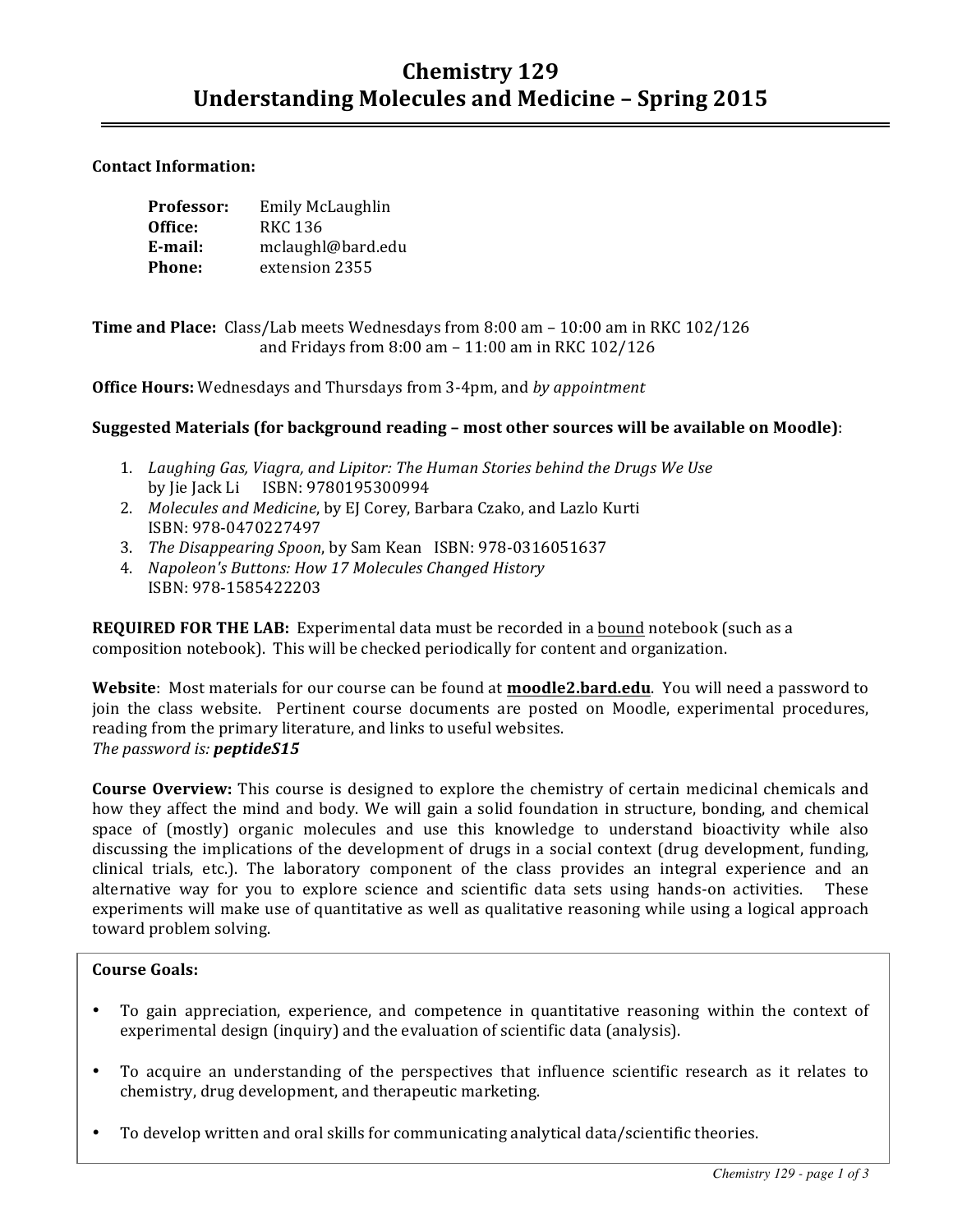# Chemistry 129
# Understanding Molecules and Medicine – Spring 2015

**Contact Information:**

**Professor:** Emily McLaughlin
**Office:** RKC 136
**E-mail:** mclaughl@bard.edu
**Phone:** extension 2355

**Time and Place:** Class/Lab meets Wednesdays from 8:00 am – 10:00 am in RKC 102/126
and Fridays from 8:00 am – 11:00 am in RKC 102/126

**Office Hours:** Wednesdays and Thursdays from 3-4pm, and *by appointment*

**Suggested Materials (for background reading – most other sources will be available on Moodle)**:

1. *Laughing Gas, Viagra, and Lipitor: The Human Stories behind the Drugs We Use* by Jie Jack Li ISBN: 9780195300994
2. *Molecules and Medicine*, by EJ Corey, Barbara Czako, and Lazlo Kurti ISBN: 978-0470227497
3. *The Disappearing Spoon*, by Sam Kean ISBN: 978-0316051637
4. *Napoleon's Buttons: How 17 Molecules Changed History* ISBN: 978-1585422203

**REQUIRED FOR THE LAB:** Experimental data must be recorded in a <u>bound</u> notebook (such as a composition notebook). This will be checked periodically for content and organization.

**Website**: Most materials for our course can be found at **moodle2.bard.edu**. You will need a password to join the class website. Pertinent course documents are posted on Moodle, experimental procedures, reading from the primary literature, and links to useful websites.
*The password is: **peptideS15***

**Course Overview:** This course is designed to explore the chemistry of certain medicinal chemicals and how they affect the mind and body. We will gain a solid foundation in structure, bonding, and chemical space of (mostly) organic molecules and use this knowledge to understand bioactivity while also discussing the implications of the development of drugs in a social context (drug development, funding, clinical trials, etc.). The laboratory component of the class provides an integral experience and an alternative way for you to explore science and scientific data sets using hands-on activities. These experiments will make use of quantitative as well as qualitative reasoning while using a logical approach toward problem solving.

**Course Goals:**

- To gain appreciation, experience, and competence in quantitative reasoning within the context of experimental design (inquiry) and the evaluation of scientific data (analysis).
- To acquire an understanding of the perspectives that influence scientific research as it relates to chemistry, drug development, and therapeutic marketing.
- To develop written and oral skills for communicating analytical data/scientific theories.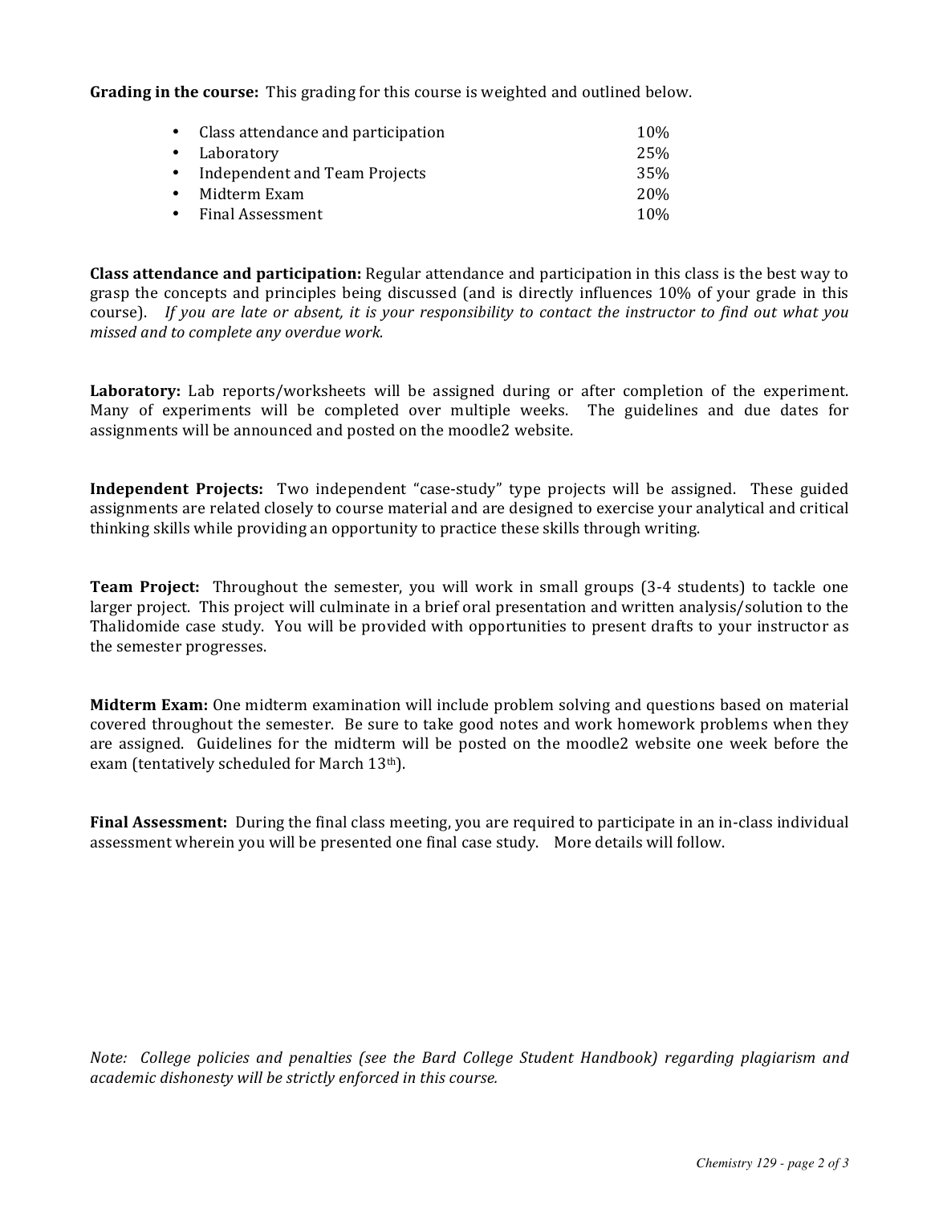**Grading in the course:** This grading for this course is weighted and outlined below.

- Class attendance and participation 10%
- Laboratory 25%
- Independent and Team Projects 35%
- Midterm Exam 20%
- Final Assessment 10%

**Class attendance and participation:** Regular attendance and participation in this class is the best way to grasp the concepts and principles being discussed (and is directly influences 10% of your grade in this course). *If you are late or absent, it is your responsibility to contact the instructor to find out what you missed and to complete any overdue work.*

**Laboratory:** Lab reports/worksheets will be assigned during or after completion of the experiment. Many of experiments will be completed over multiple weeks. The guidelines and due dates for assignments will be announced and posted on the moodle2 website.

**Independent Projects:** Two independent "case-study" type projects will be assigned. These guided assignments are related closely to course material and are designed to exercise your analytical and critical thinking skills while providing an opportunity to practice these skills through writing.

**Team Project:** Throughout the semester, you will work in small groups (3-4 students) to tackle one larger project. This project will culminate in a brief oral presentation and written analysis/solution to the Thalidomide case study. You will be provided with opportunities to present drafts to your instructor as the semester progresses.

**Midterm Exam:** One midterm examination will include problem solving and questions based on material covered throughout the semester. Be sure to take good notes and work homework problems when they are assigned. Guidelines for the midterm will be posted on the moodle2 website one week before the exam (tentatively scheduled for March 13th).

**Final Assessment:** During the final class meeting, you are required to participate in an in-class individual assessment wherein you will be presented one final case study. More details will follow.

*Note: College policies and penalties (see the Bard College Student Handbook) regarding plagiarism and academic dishonesty will be strictly enforced in this course.*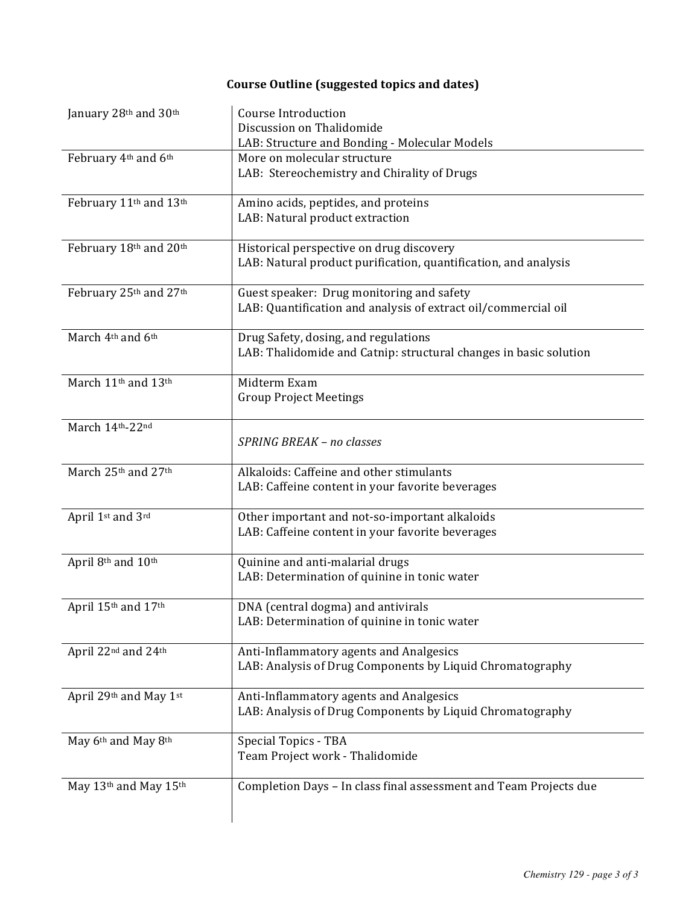**Course Outline (suggested topics and dates)**

| | |
|---|---|
| January 28th and 30th | Course Introduction<br>Discussion on Thalidomide<br>LAB: Structure and Bonding - Molecular Models |
| February 4th and 6th | More on molecular structure<br>LAB: Stereochemistry and Chirality of Drugs |
| February 11th and 13th | Amino acids, peptides, and proteins<br>LAB: Natural product extraction |
| February 18th and 20th | Historical perspective on drug discovery<br>LAB: Natural product purification, quantification, and analysis |
| February 25th and 27th | Guest speaker: Drug monitoring and safety<br>LAB: Quantification and analysis of extract oil/commercial oil |
| March 4th and 6th | Drug Safety, dosing, and regulations<br>LAB: Thalidomide and Catnip: structural changes in basic solution |
| March 11th and 13th | Midterm Exam<br>Group Project Meetings |
| March 14th-22nd | *SPRING BREAK – no classes* |
| March 25th and 27th | Alkaloids: Caffeine and other stimulants<br>LAB: Caffeine content in your favorite beverages |
| April 1st and 3rd | Other important and not-so-important alkaloids<br>LAB: Caffeine content in your favorite beverages |
| April 8th and 10th | Quinine and anti-malarial drugs<br>LAB: Determination of quinine in tonic water |
| April 15th and 17th | DNA (central dogma) and antivirals<br>LAB: Determination of quinine in tonic water |
| April 22nd and 24th | Anti-Inflammatory agents and Analgesics<br>LAB: Analysis of Drug Components by Liquid Chromatography |
| April 29th and May 1st | Anti-Inflammatory agents and Analgesics<br>LAB: Analysis of Drug Components by Liquid Chromatography |
| May 6th and May 8th | Special Topics - TBA<br>Team Project work - Thalidomide |
| May 13th and May 15th | Completion Days – In class final assessment and Team Projects due |